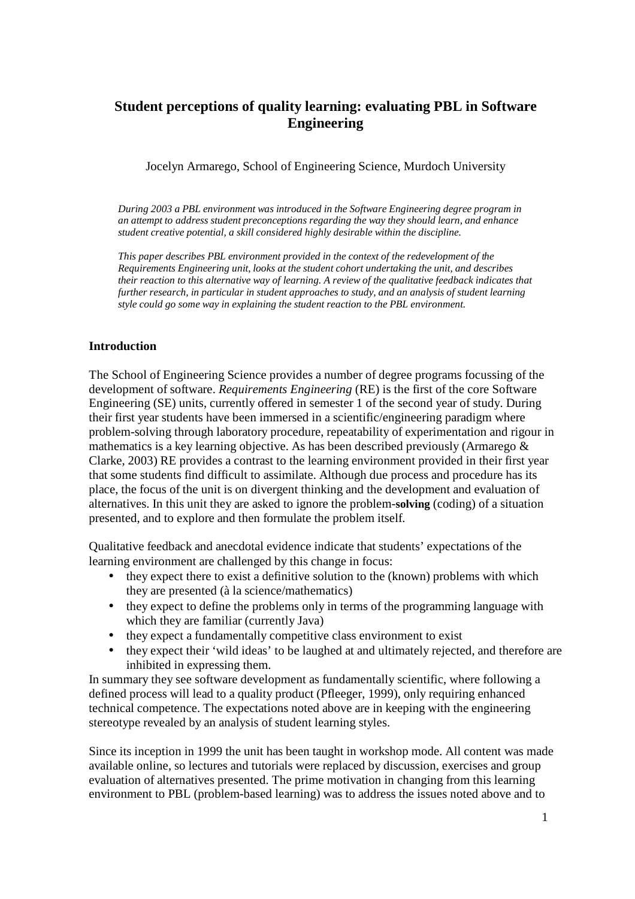# Student perceptions of quality learning: evaluating PBL in Software Engineering

Jocelyn Armarego, School of Engineering Science, Murdoch University

*During 2003 a PBL environment was introduced in the Software Engineering degree program in an attempt to address student preconceptions regarding the way they should learn, and enhance student creative potential, a skill considered highly desirable within the discipline.*

*This paper describes PBL environment provided in the context of the redevelopment of the Requirements Engineering unit, looks at the student cohort undertaking the unit, and describes their reaction to this alternative way of learning. A review of the qualitative feedback indicates that further research, in particular in student approaches to study, and an analysis of student learning style could go some way in explaining the student reaction to the PBL environment.*

## Introduction

The School of Engineering Science provides a number of degree programs focussing of the development of software. *Requirements Engineering* (RE) is the first of the core Software Engineering (SE) units, currently offered in semester 1 of the second year of study. During their first year students have been immersed in a scientific/engineering paradigm where problem-solving through laboratory procedure, repeatability of experimentation and rigour in mathematics is a key learning objective. As has been described previously (Armarego & Clarke, 2003) RE provides a contrast to the learning environment provided in their first year that some students find difficult to assimilate. Although due process and procedure has its place, the focus of the unit is on divergent thinking and the development and evaluation of alternatives. In this unit they are asked to ignore the problem-**solving** (coding) of a situation presented, and to explore and then formulate the problem itself.

Qualitative feedback and anecdotal evidence indicate that students' expectations of the learning environment are challenged by this change in focus:

- they expect there to exist a definitive solution to the (known) problems with which they are presented (à la science/mathematics)
- they expect to define the problems only in terms of the programming language with which they are familiar (currently Java)
- they expect a fundamentally competitive class environment to exist
- they expect their 'wild ideas' to be laughed at and ultimately rejected, and therefore are inhibited in expressing them.

In summary they see software development as fundamentally scientific, where following a defined process will lead to a quality product (Pfleeger, 1999), only requiring enhanced technical competence. The expectations noted above are in keeping with the engineering stereotype revealed by an analysis of student learning styles.

Since its inception in 1999 the unit has been taught in workshop mode. All content was made available online, so lectures and tutorials were replaced by discussion, exercises and group evaluation of alternatives presented. The prime motivation in changing from this learning environment to PBL (problem-based learning) was to address the issues noted above and to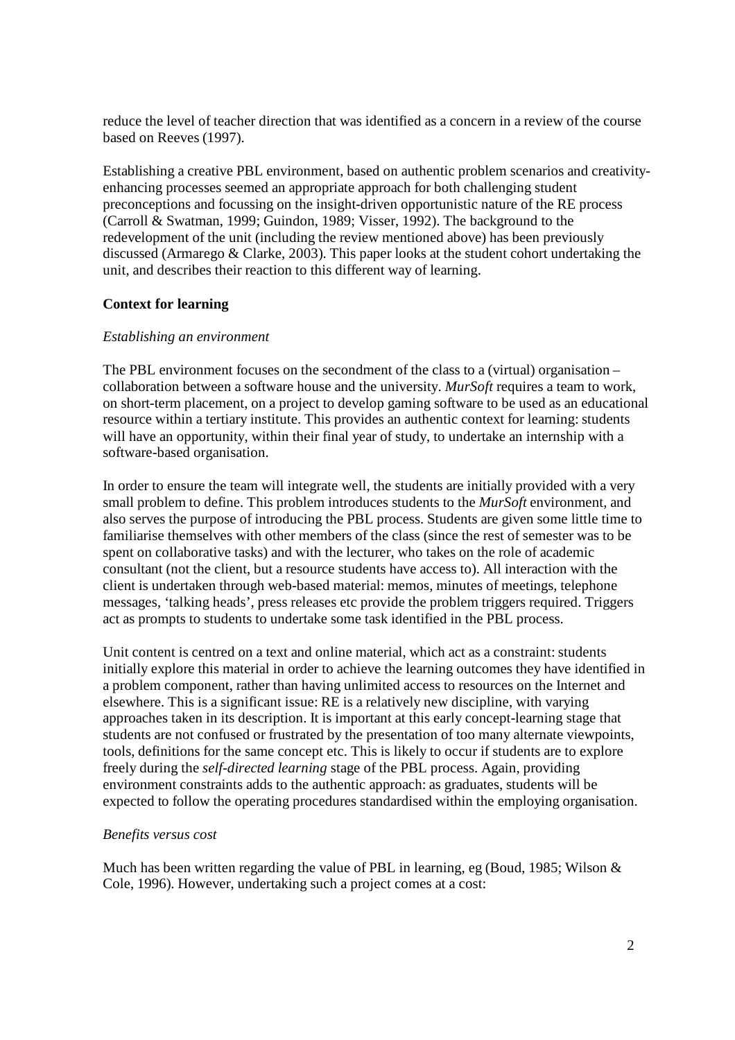reduce the level of teacher direction that was identified as a concern in a review of the course based on Reeves (1997).

Establishing a creative PBL environment, based on authentic problem scenarios and creativity-enhancing processes seemed an appropriate approach for both challenging student preconceptions and focussing on the insight-driven opportunistic nature of the RE process (Carroll & Swatman, 1999; Guindon, 1989; Visser, 1992). The background to the redevelopment of the unit (including the review mentioned above) has been previously discussed (Armarego & Clarke, 2003). This paper looks at the student cohort undertaking the unit, and describes their reaction to this different way of learning.

**Context for learning**

*Establishing an environment*

The PBL environment focuses on the secondment of the class to a (virtual) organisation – collaboration between a software house and the university. *MurSoft* requires a team to work, on short-term placement, on a project to develop gaming software to be used as an educational resource within a tertiary institute. This provides an authentic context for learning: students will have an opportunity, within their final year of study, to undertake an internship with a software-based organisation.

In order to ensure the team will integrate well, the students are initially provided with a very small problem to define. This problem introduces students to the *MurSoft* environment, and also serves the purpose of introducing the PBL process. Students are given some little time to familiarise themselves with other members of the class (since the rest of semester was to be spent on collaborative tasks) and with the lecturer, who takes on the role of academic consultant (not the client, but a resource students have access to). All interaction with the client is undertaken through web-based material: memos, minutes of meetings, telephone messages, 'talking heads', press releases etc provide the problem triggers required. Triggers act as prompts to students to undertake some task identified in the PBL process.

Unit content is centred on a text and online material, which act as a constraint: students initially explore this material in order to achieve the learning outcomes they have identified in a problem component, rather than having unlimited access to resources on the Internet and elsewhere. This is a significant issue: RE is a relatively new discipline, with varying approaches taken in its description. It is important at this early concept-learning stage that students are not confused or frustrated by the presentation of too many alternate viewpoints, tools, definitions for the same concept etc. This is likely to occur if students are to explore freely during the *self-directed learning* stage of the PBL process. Again, providing environment constraints adds to the authentic approach: as graduates, students will be expected to follow the operating procedures standardised within the employing organisation.

*Benefits versus cost*

Much has been written regarding the value of PBL in learning, eg (Boud, 1985; Wilson & Cole, 1996). However, undertaking such a project comes at a cost: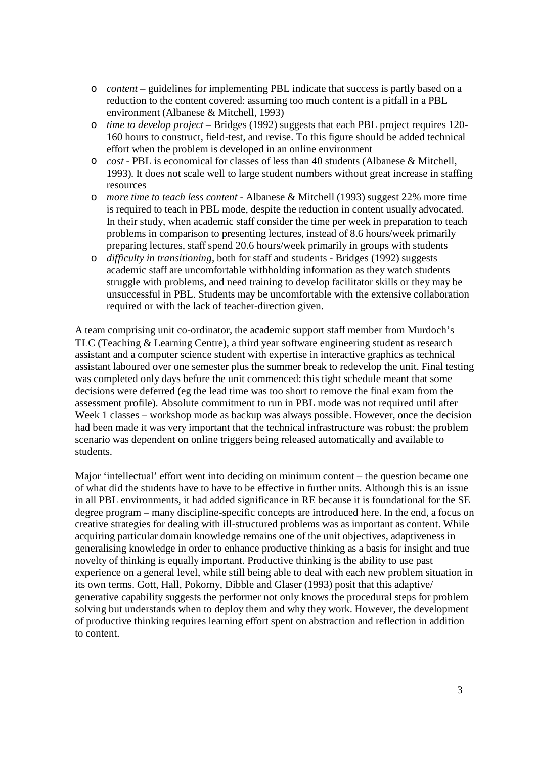- *content* – guidelines for implementing PBL indicate that success is partly based on a reduction to the content covered: assuming too much content is a pitfall in a PBL environment (Albanese & Mitchell, 1993)
- *time to develop project* – Bridges (1992) suggests that each PBL project requires 120-160 hours to construct, field-test, and revise. To this figure should be added technical effort when the problem is developed in an online environment
- *cost* - PBL is economical for classes of less than 40 students (Albanese & Mitchell, 1993). It does not scale well to large student numbers without great increase in staffing resources
- *more time to teach less content* - Albanese & Mitchell (1993) suggest 22% more time is required to teach in PBL mode, despite the reduction in content usually advocated. In their study, when academic staff consider the time per week in preparation to teach problems in comparison to presenting lectures, instead of 8.6 hours/week primarily preparing lectures, staff spend 20.6 hours/week primarily in groups with students
- *difficulty in transitioning*, both for staff and students - Bridges (1992) suggests academic staff are uncomfortable withholding information as they watch students struggle with problems, and need training to develop facilitator skills or they may be unsuccessful in PBL. Students may be uncomfortable with the extensive collaboration required or with the lack of teacher-direction given.

A team comprising unit co-ordinator, the academic support staff member from Murdoch's TLC (Teaching & Learning Centre), a third year software engineering student as research assistant and a computer science student with expertise in interactive graphics as technical assistant laboured over one semester plus the summer break to redevelop the unit. Final testing was completed only days before the unit commenced: this tight schedule meant that some decisions were deferred (eg the lead time was too short to remove the final exam from the assessment profile). Absolute commitment to run in PBL mode was not required until after Week 1 classes – workshop mode as backup was always possible. However, once the decision had been made it was very important that the technical infrastructure was robust: the problem scenario was dependent on online triggers being released automatically and available to students.

Major 'intellectual' effort went into deciding on minimum content – the question became one of what did the students have to have to be effective in further units. Although this is an issue in all PBL environments, it had added significance in RE because it is foundational for the SE degree program – many discipline-specific concepts are introduced here. In the end, a focus on creative strategies for dealing with ill-structured problems was as important as content. While acquiring particular domain knowledge remains one of the unit objectives, adaptiveness in generalising knowledge in order to enhance productive thinking as a basis for insight and true novelty of thinking is equally important. Productive thinking is the ability to use past experience on a general level, while still being able to deal with each new problem situation in its own terms. Gott, Hall, Pokorny, Dibble and Glaser (1993) posit that this adaptive/ generative capability suggests the performer not only knows the procedural steps for problem solving but understands when to deploy them and why they work. However, the development of productive thinking requires learning effort spent on abstraction and reflection in addition to content.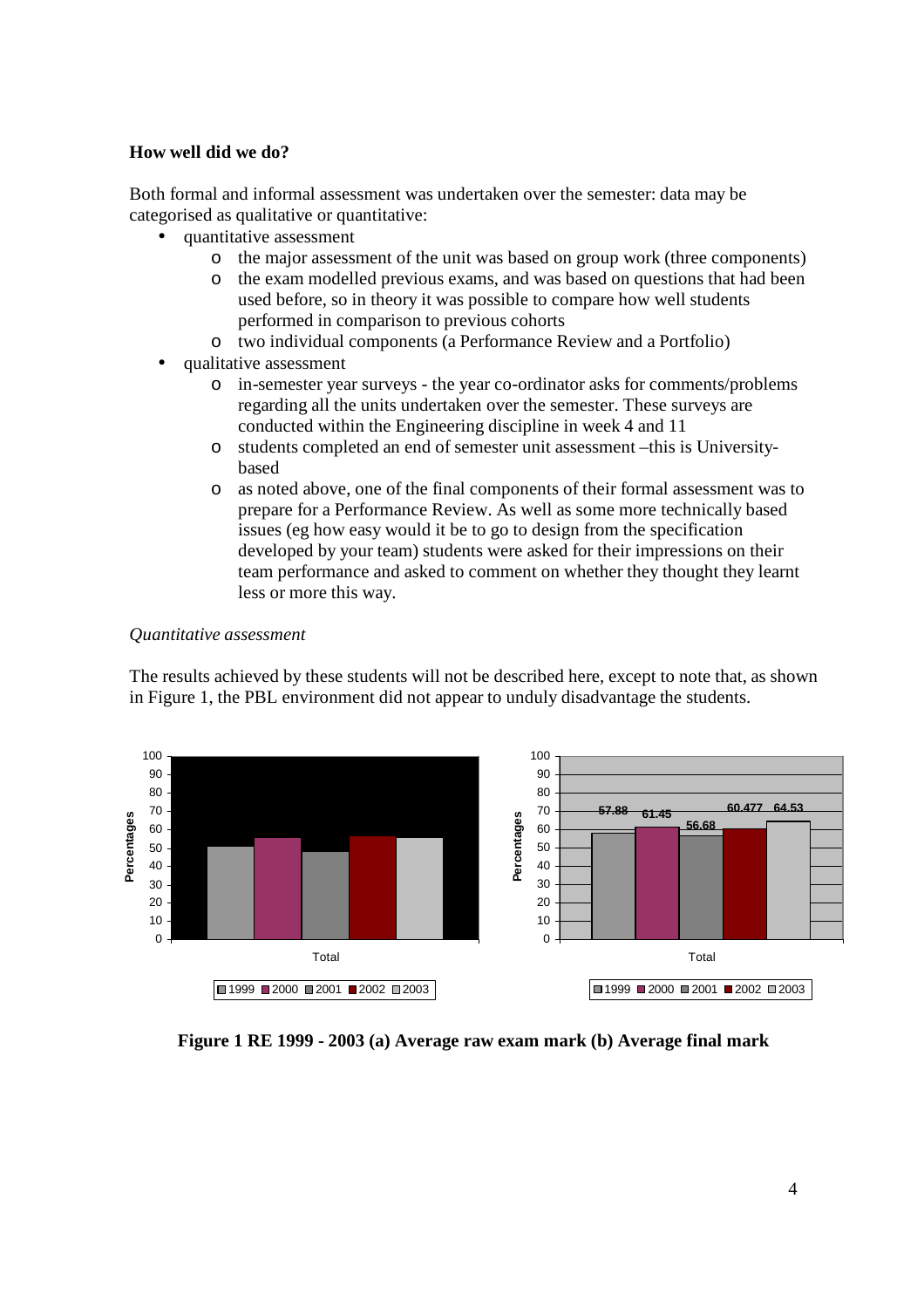**How well did we do?**

Both formal and informal assessment was undertaken over the semester: data may be categorised as qualitative or quantitative:

- quantitative assessment
  - the major assessment of the unit was based on group work (three components)
  - the exam modelled previous exams, and was based on questions that had been used before, so in theory it was possible to compare how well students performed in comparison to previous cohorts
  - two individual components (a Performance Review and a Portfolio)
- qualitative assessment
  - in-semester year surveys - the year co-ordinator asks for comments/problems regarding all the units undertaken over the semester. These surveys are conducted within the Engineering discipline in week 4 and 11
  - students completed an end of semester unit assessment –this is University-based
  - as noted above, one of the final components of their formal assessment was to prepare for a Performance Review. As well as some more technically based issues (eg how easy would it be to go to design from the specification developed by your team) students were asked for their impressions on their team performance and asked to comment on whether they thought they learnt less or more this way.

*Quantitative assessment*

The results achieved by these students will not be described here, except to note that, as shown in Figure 1, the PBL environment did not appear to unduly disadvantage the students.

**Figure 1 RE 1999 - 2003 (a) Average raw exam mark (b) Average final mark**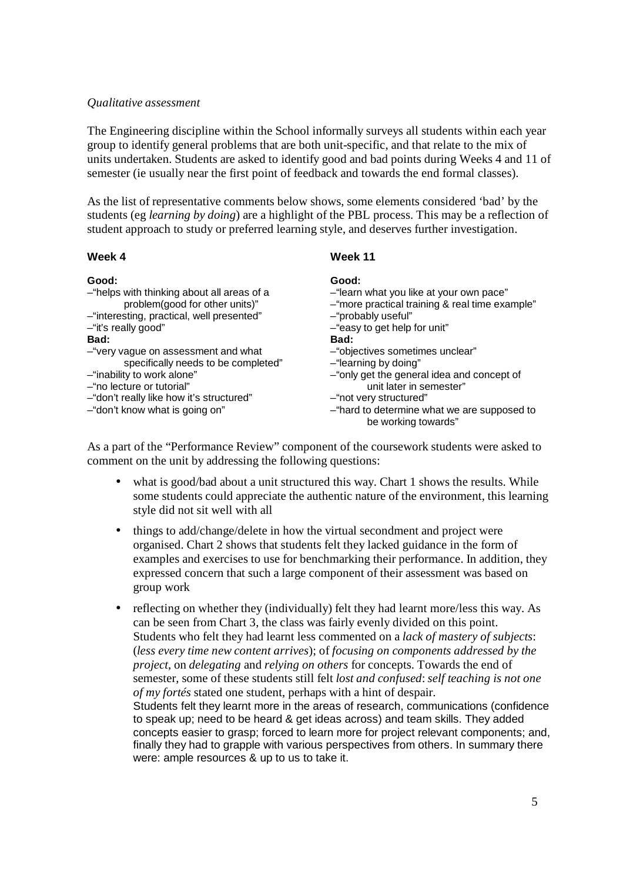*Qualitative assessment*

The Engineering discipline within the School informally surveys all students within each year group to identify general problems that are both unit-specific, and that relate to the mix of units undertaken. Students are asked to identify good and bad points during Weeks 4 and 11 of semester (ie usually near the first point of feedback and towards the end formal classes).

As the list of representative comments below shows, some elements considered 'bad' by the students (eg *learning by doing*) are a highlight of the PBL process. This may be a reflection of student approach to study or preferred learning style, and deserves further investigation.

**Week 4**

**Good:**
–"helps with thinking about all areas of a problem(good for other units)"
–"interesting, practical, well presented"
–"it's really good"

**Bad:**
–"very vague on assessment and what specifically needs to be completed"
–"inability to work alone"
–"no lecture or tutorial"
–"don't really like how it's structured"
–"don't know what is going on"

**Week 11**

**Good:**
–"learn what you like at your own pace"
–"more practical training & real time example"
–"probably useful"
–"easy to get help for unit"

**Bad:**
–"objectives sometimes unclear"
–"learning by doing"
–"only get the general idea and concept of unit later in semester"
–"not very structured"
–"hard to determine what we are supposed to be working towards"

As a part of the "Performance Review" component of the coursework students were asked to comment on the unit by addressing the following questions:

- what is good/bad about a unit structured this way. Chart 1 shows the results. While some students could appreciate the authentic nature of the environment, this learning style did not sit well with all
- things to add/change/delete in how the virtual secondment and project were organised. Chart 2 shows that students felt they lacked guidance in the form of examples and exercises to use for benchmarking their performance. In addition, they expressed concern that such a large component of their assessment was based on group work
- reflecting on whether they (individually) felt they had learnt more/less this way. As can be seen from Chart 3, the class was fairly evenly divided on this point. Students who felt they had learnt less commented on a *lack of mastery of subjects*: (*less every time new content arrives*); of *focusing on components addressed by the project*, on *delegating* and *relying on others* for concepts. Towards the end of semester, some of these students still felt *lost and confused*: *self teaching is not one of my fortés* stated one student, perhaps with a hint of despair.
  Students felt they learnt more in the areas of research, communications (confidence to speak up; need to be heard & get ideas across) and team skills. They added concepts easier to grasp; forced to learn more for project relevant components; and, finally they had to grapple with various perspectives from others. In summary there were: ample resources & up to us to take it.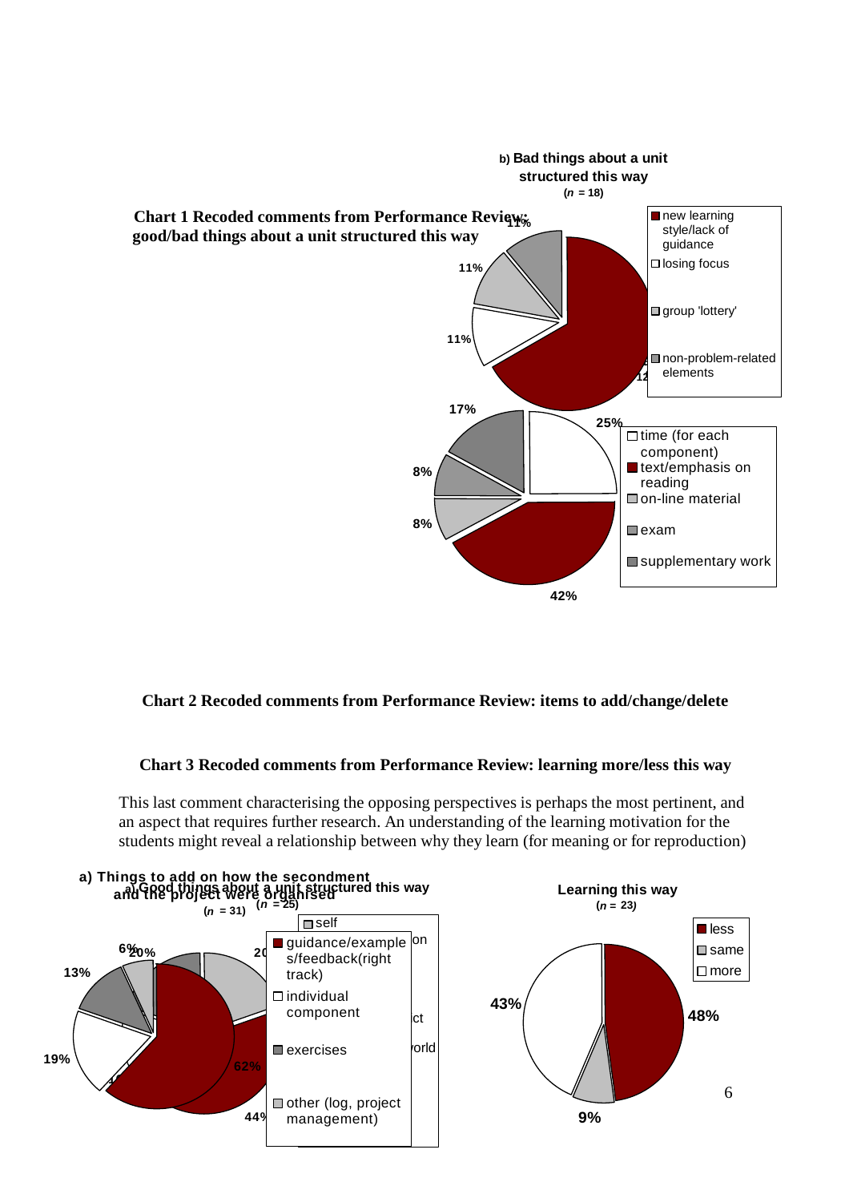**Chart 1 Recoded comments from Performance Review: good/bad things about a unit structured this way**

b) **Bad things about a unit structured this way**
($n$ = 18)

- new learning style/lack of guidance
- losing focus
- group 'lottery'
- non-problem-related elements

11%, 11%, 11%

- time (for each component)
- text/emphasis on reading
- on-line material
- exam
- supplementary work

25%, 42%, 8%, 8%, 17%

**Chart 2 Recoded comments from Performance Review: items to add/change/delete**

**Chart 3 Recoded comments from Performance Review: learning more/less this way**

This last comment characterising the opposing perspectives is perhaps the most pertinent, and an aspect that requires further research. An understanding of the learning motivation for the students might reveal a relationship between why they learn (for meaning or for reproduction)

**a) Things to add on how the secondment and the project were organised**
($n$ = 31)

**a) Good things about a unit structured this way**
($n$ = 25)

- self
- guidance/examples/feedback(right track)
- individual component
- exercises
- other (log, project management)

6%, 20%, 13%, 19%, 62%, 44%

**Learning this way**
($n$ = 23)

- less: 48%
- same: 9%
- more: 43%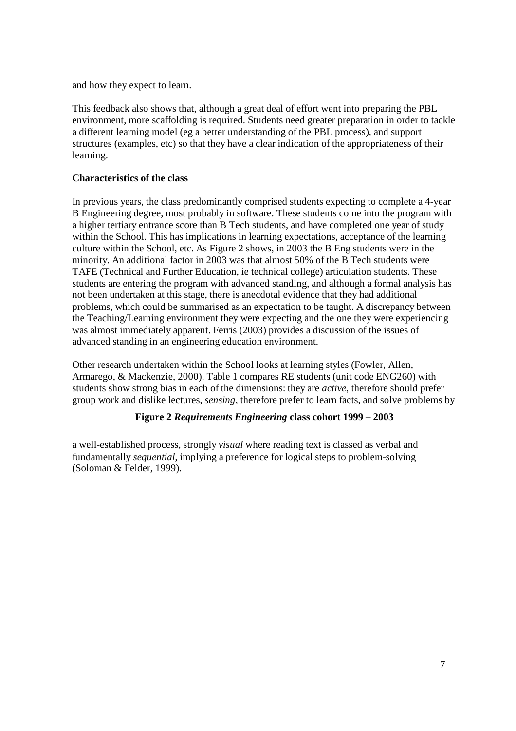and how they expect to learn.

This feedback also shows that, although a great deal of effort went into preparing the PBL environment, more scaffolding is required. Students need greater preparation in order to tackle a different learning model (eg a better understanding of the PBL process), and support structures (examples, etc) so that they have a clear indication of the appropriateness of their learning.

**Characteristics of the class**

In previous years, the class predominantly comprised students expecting to complete a 4-year B Engineering degree, most probably in software. These students come into the program with a higher tertiary entrance score than B Tech students, and have completed one year of study within the School. This has implications in learning expectations, acceptance of the learning culture within the School, etc. As Figure 2 shows, in 2003 the B Eng students were in the minority. An additional factor in 2003 was that almost 50% of the B Tech students were TAFE (Technical and Further Education, ie technical college) articulation students. These students are entering the program with advanced standing, and although a formal analysis has not been undertaken at this stage, there is anecdotal evidence that they had additional problems, which could be summarised as an expectation to be taught. A discrepancy between the Teaching/Learning environment they were expecting and the one they were experiencing was almost immediately apparent. Ferris (2003) provides a discussion of the issues of advanced standing in an engineering education environment.

Other research undertaken within the School looks at learning styles (Fowler, Allen, Armarego, & Mackenzie, 2000). Table 1 compares RE students (unit code ENG260) with students show strong bias in each of the dimensions: they are *active*, therefore should prefer group work and dislike lectures, *sensing*, therefore prefer to learn facts, and solve problems by

**Figure 2 *Requirements Engineering* class cohort 1999 – 2003**

a well-established process, strongly *visual* where reading text is classed as verbal and fundamentally *sequential*, implying a preference for logical steps to problem-solving (Soloman & Felder, 1999).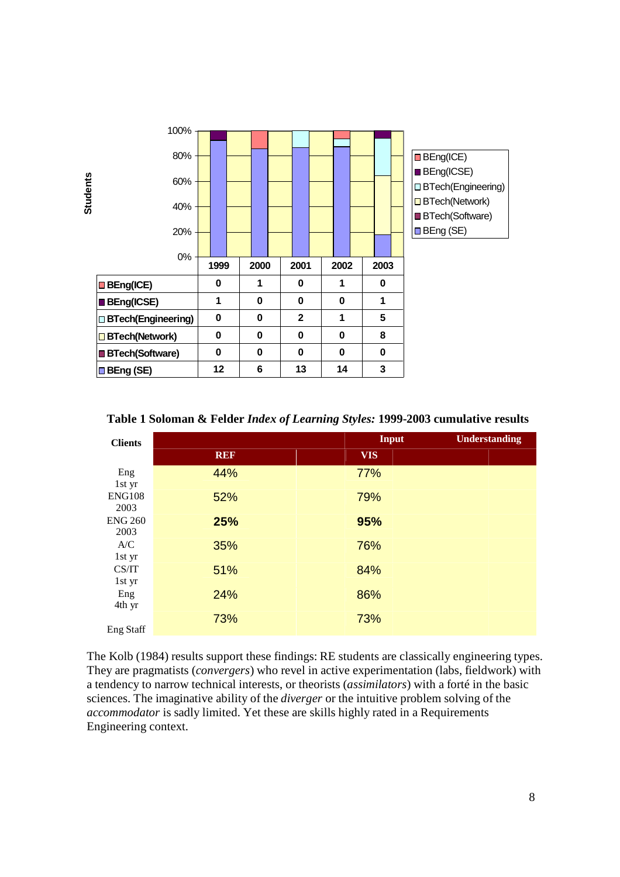| | 1999 | 2000 | 2001 | 2002 | 2003 |
|---|---|---|---|---|---|
| BEng(ICE) | 0 | 1 | 0 | 1 | 0 |
| BEng(ICSE) | 1 | 0 | 0 | 0 | 1 |
| BTech(Engineering) | 0 | 0 | 2 | 1 | 5 |
| BTech(Network) | 0 | 0 | 0 | 0 | 8 |
| BTech(Software) | 0 | 0 | 0 | 0 | 0 |
| BEng (SE) | 12 | 6 | 13 | 14 | 3 |

**Table 1 Soloman & Felder *Index of Learning Styles:* 1999-2003 cumulative results**

| Clients | | | Input | Understanding |
|---|---|---|---|---|
| | REF | | VIS | |
| Eng 1st yr | 44% | | 77% | |
| ENG108 2003 | 52% | | 79% | |
| ENG 260 2003 | **25%** | | **95%** | |
| A/C 1st yr | 35% | | 76% | |
| CS/IT 1st yr | 51% | | 84% | |
| Eng 4th yr | 24% | | 86% | |
| Eng Staff | 73% | | 73% | |

The Kolb (1984) results support these findings: RE students are classically engineering types. They are pragmatists (*convergers*) who revel in active experimentation (labs, fieldwork) with a tendency to narrow technical interests, or theorists (*assimilators*) with a forté in the basic sciences. The imaginative ability of the *diverger* or the intuitive problem solving of the *accommodator* is sadly limited. Yet these are skills highly rated in a Requirements Engineering context.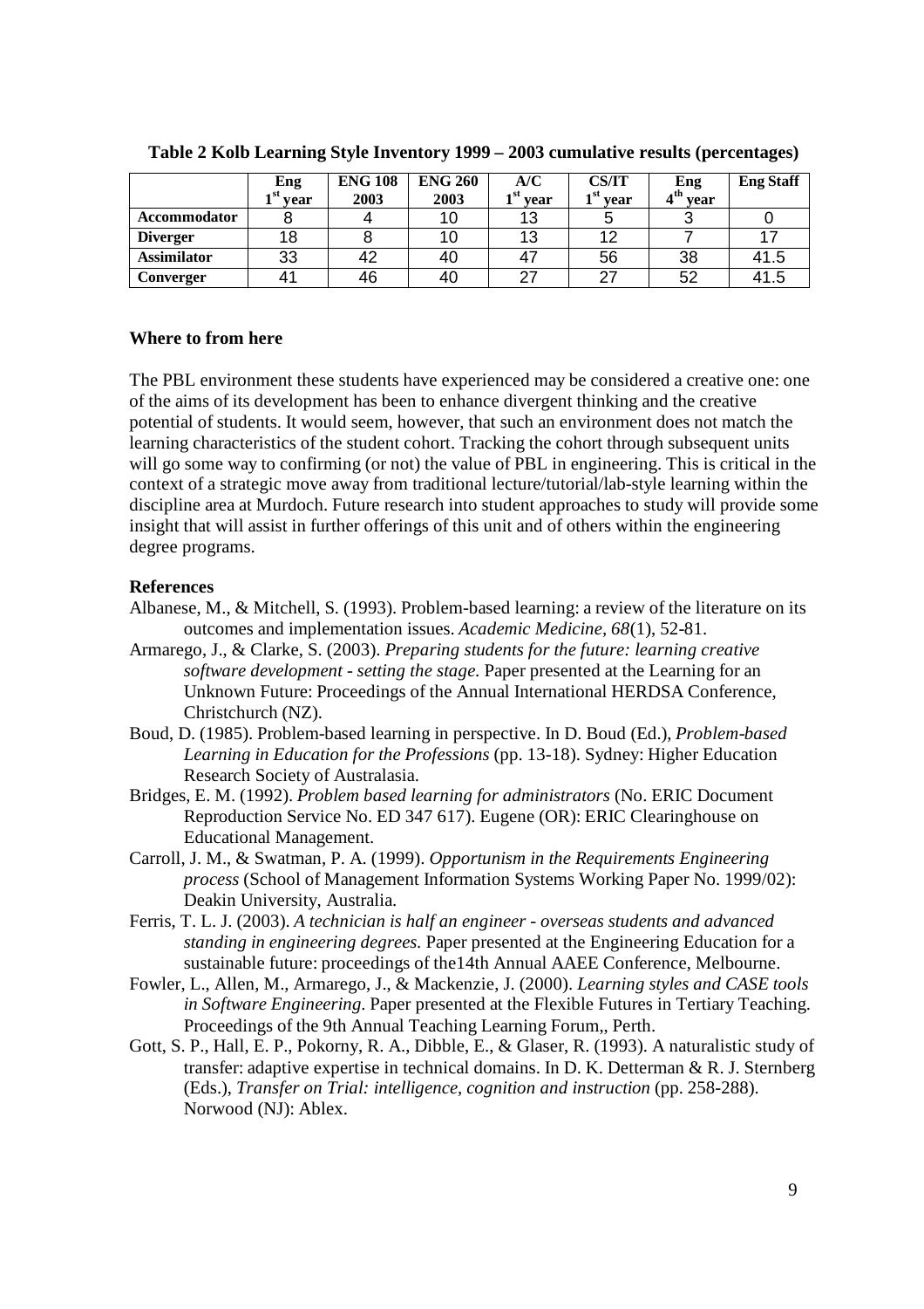**Table 2 Kolb Learning Style Inventory 1999 – 2003 cumulative results (percentages)**

|  | Eng 1st year | ENG 108 2003 | ENG 260 2003 | A/C 1st year | CS/IT 1st year | Eng 4th year | Eng Staff |
|---|---|---|---|---|---|---|---|
| **Accommodator** | 8 | 4 | 10 | 13 | 5 | 3 | 0 |
| **Diverger** | 18 | 8 | 10 | 13 | 12 | 7 | 17 |
| **Assimilator** | 33 | 42 | 40 | 47 | 56 | 38 | 41.5 |
| **Converger** | 41 | 46 | 40 | 27 | 27 | 52 | 41.5 |

## Where to from here

The PBL environment these students have experienced may be considered a creative one: one of the aims of its development has been to enhance divergent thinking and the creative potential of students. It would seem, however, that such an environment does not match the learning characteristics of the student cohort. Tracking the cohort through subsequent units will go some way to confirming (or not) the value of PBL in engineering. This is critical in the context of a strategic move away from traditional lecture/tutorial/lab-style learning within the discipline area at Murdoch. Future research into student approaches to study will provide some insight that will assist in further offerings of this unit and of others within the engineering degree programs.

## References

Albanese, M., & Mitchell, S. (1993). Problem-based learning: a review of the literature on its outcomes and implementation issues. *Academic Medicine, 68*(1), 52-81.

Armarego, J., & Clarke, S. (2003). *Preparing students for the future: learning creative software development - setting the stage.* Paper presented at the Learning for an Unknown Future: Proceedings of the Annual International HERDSA Conference, Christchurch (NZ).

Boud, D. (1985). Problem-based learning in perspective. In D. Boud (Ed.), *Problem-based Learning in Education for the Professions* (pp. 13-18). Sydney: Higher Education Research Society of Australasia.

Bridges, E. M. (1992). *Problem based learning for administrators* (No. ERIC Document Reproduction Service No. ED 347 617). Eugene (OR): ERIC Clearinghouse on Educational Management.

Carroll, J. M., & Swatman, P. A. (1999). *Opportunism in the Requirements Engineering process* (School of Management Information Systems Working Paper No. 1999/02): Deakin University, Australia.

Ferris, T. L. J. (2003). *A technician is half an engineer - overseas students and advanced standing in engineering degrees.* Paper presented at the Engineering Education for a sustainable future: proceedings of the14th Annual AAEE Conference, Melbourne.

Fowler, L., Allen, M., Armarego, J., & Mackenzie, J. (2000). *Learning styles and CASE tools in Software Engineering.* Paper presented at the Flexible Futures in Tertiary Teaching. Proceedings of the 9th Annual Teaching Learning Forum,, Perth.

Gott, S. P., Hall, E. P., Pokorny, R. A., Dibble, E., & Glaser, R. (1993). A naturalistic study of transfer: adaptive expertise in technical domains. In D. K. Detterman & R. J. Sternberg (Eds.), *Transfer on Trial: intelligence, cognition and instruction* (pp. 258-288). Norwood (NJ): Ablex.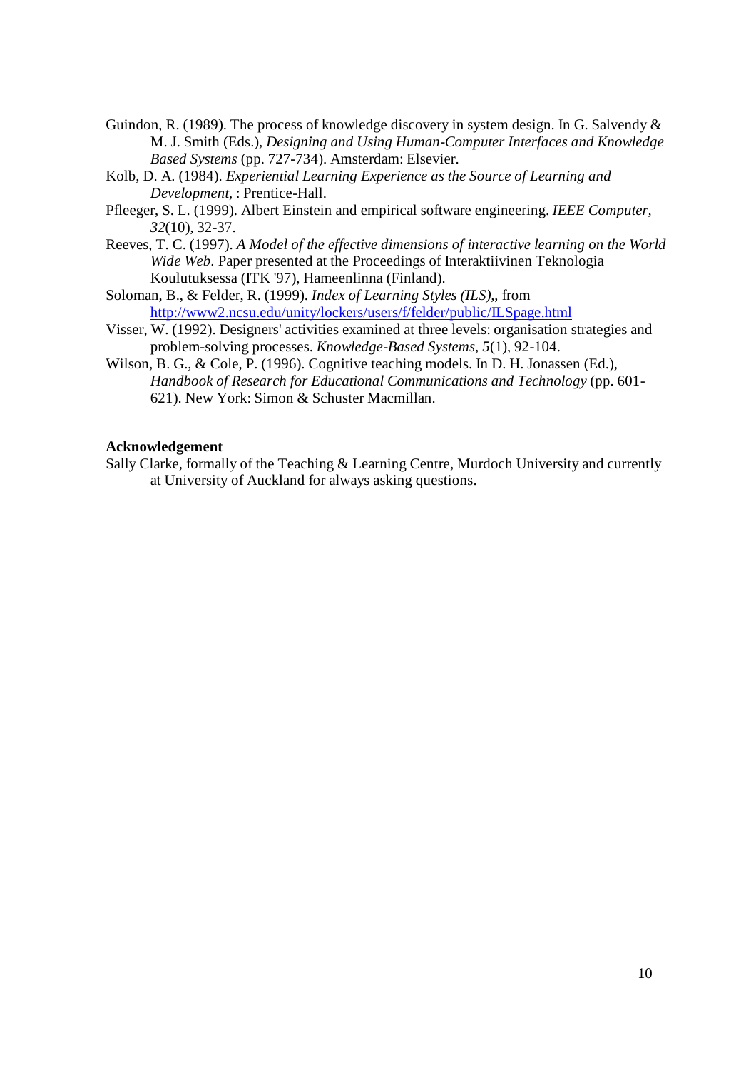Guindon, R. (1989). The process of knowledge discovery in system design. In G. Salvendy & M. J. Smith (Eds.), *Designing and Using Human-Computer Interfaces and Knowledge Based Systems* (pp. 727-734). Amsterdam: Elsevier.

Kolb, D. A. (1984). *Experiential Learning Experience as the Source of Learning and Development*, : Prentice-Hall.

Pfleeger, S. L. (1999). Albert Einstein and empirical software engineering. *IEEE Computer, 32*(10), 32-37.

Reeves, T. C. (1997). *A Model of the effective dimensions of interactive learning on the World Wide Web*. Paper presented at the Proceedings of Interaktiivinen Teknologia Koulutuksessa (ITK '97), Hameenlinna (Finland).

Soloman, B., & Felder, R. (1999). *Index of Learning Styles (ILS)*,, from http://www2.ncsu.edu/unity/lockers/users/f/felder/public/ILSpage.html

Visser, W. (1992). Designers' activities examined at three levels: organisation strategies and problem-solving processes. *Knowledge-Based Systems, 5*(1), 92-104.

Wilson, B. G., & Cole, P. (1996). Cognitive teaching models. In D. H. Jonassen (Ed.), *Handbook of Research for Educational Communications and Technology* (pp. 601-621). New York: Simon & Schuster Macmillan.

**Acknowledgement**

Sally Clarke, formally of the Teaching & Learning Centre, Murdoch University and currently at University of Auckland for always asking questions.